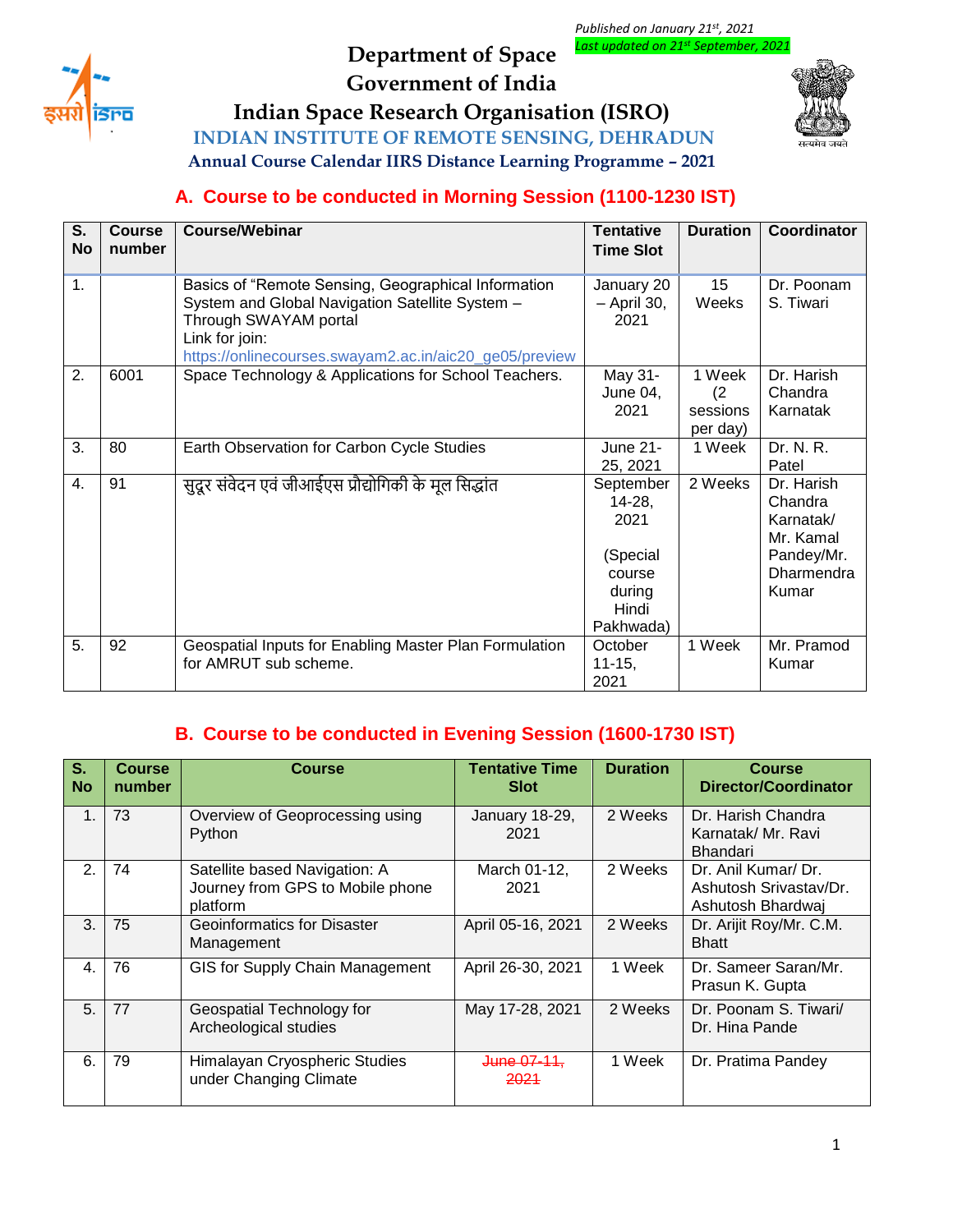*Published on January 21st, 2021*
*Last updated on 21st September, 2021*

# Department of Space
# Government of India
# Indian Space Research Organisation (ISRO)
## INDIAN INSTITUTE OF REMOTE SENSING, DEHRADUN
### Annual Course Calendar IIRS Distance Learning Programme – 2021

## A. Course to be conducted in Morning Session (1100-1230 IST)

| S. No | Course number | Course/Webinar | Tentative Time Slot | Duration | Coordinator |
|---|---|---|---|---|---|
| 1. | | Basics of "Remote Sensing, Geographical Information System and Global Navigation Satellite System – Through SWAYAM portal<br>Link for join:<br>https://onlinecourses.swayam2.ac.in/aic20_ge05/preview | January 20 – April 30, 2021 | 15 Weeks | Dr. Poonam S. Tiwari |
| 2. | 6001 | Space Technology & Applications for School Teachers. | May 31- June 04, 2021 | 1 Week (2 sessions per day) | Dr. Harish Chandra Karnatak |
| 3. | 80 | Earth Observation for Carbon Cycle Studies | June 21-25, 2021 | 1 Week | Dr. N. R. Patel |
| 4. | 91 | सुदूर संवेदन एवं जीआईएस प्रौद्योगिकी के मूल सिद्धांत | September 14-28, 2021<br><br>(Special course during Hindi Pakhwada) | 2 Weeks | Dr. Harish Chandra Karnatak/ Mr. Kamal Pandey/Mr. Dharmendra Kumar |
| 5. | 92 | Geospatial Inputs for Enabling Master Plan Formulation for AMRUT sub scheme. | October 11-15, 2021 | 1 Week | Mr. Pramod Kumar |

## B. Course to be conducted in Evening Session (1600-1730 IST)

| S. No | Course number | Course | Tentative Time Slot | Duration | Course Director/Coordinator |
|---|---|---|---|---|---|
| 1. | 73 | Overview of Geoprocessing using Python | January 18-29, 2021 | 2 Weeks | Dr. Harish Chandra Karnatak/ Mr. Ravi Bhandari |
| 2. | 74 | Satellite based Navigation: A Journey from GPS to Mobile phone platform | March 01-12, 2021 | 2 Weeks | Dr. Anil Kumar/ Dr. Ashutosh Srivastav/Dr. Ashutosh Bhardwaj |
| 3. | 75 | Geoinformatics for Disaster Management | April 05-16, 2021 | 2 Weeks | Dr. Arijit Roy/Mr. C.M. Bhatt |
| 4. | 76 | GIS for Supply Chain Management | April 26-30, 2021 | 1 Week | Dr. Sameer Saran/Mr. Prasun K. Gupta |
| 5. | 77 | Geospatial Technology for Archeological studies | May 17-28, 2021 | 2 Weeks | Dr. Poonam S. Tiwari/ Dr. Hina Pande |
| 6. | 79 | Himalayan Cryospheric Studies under Changing Climate | ~~June 07-11, 2021~~ | 1 Week | Dr. Pratima Pandey |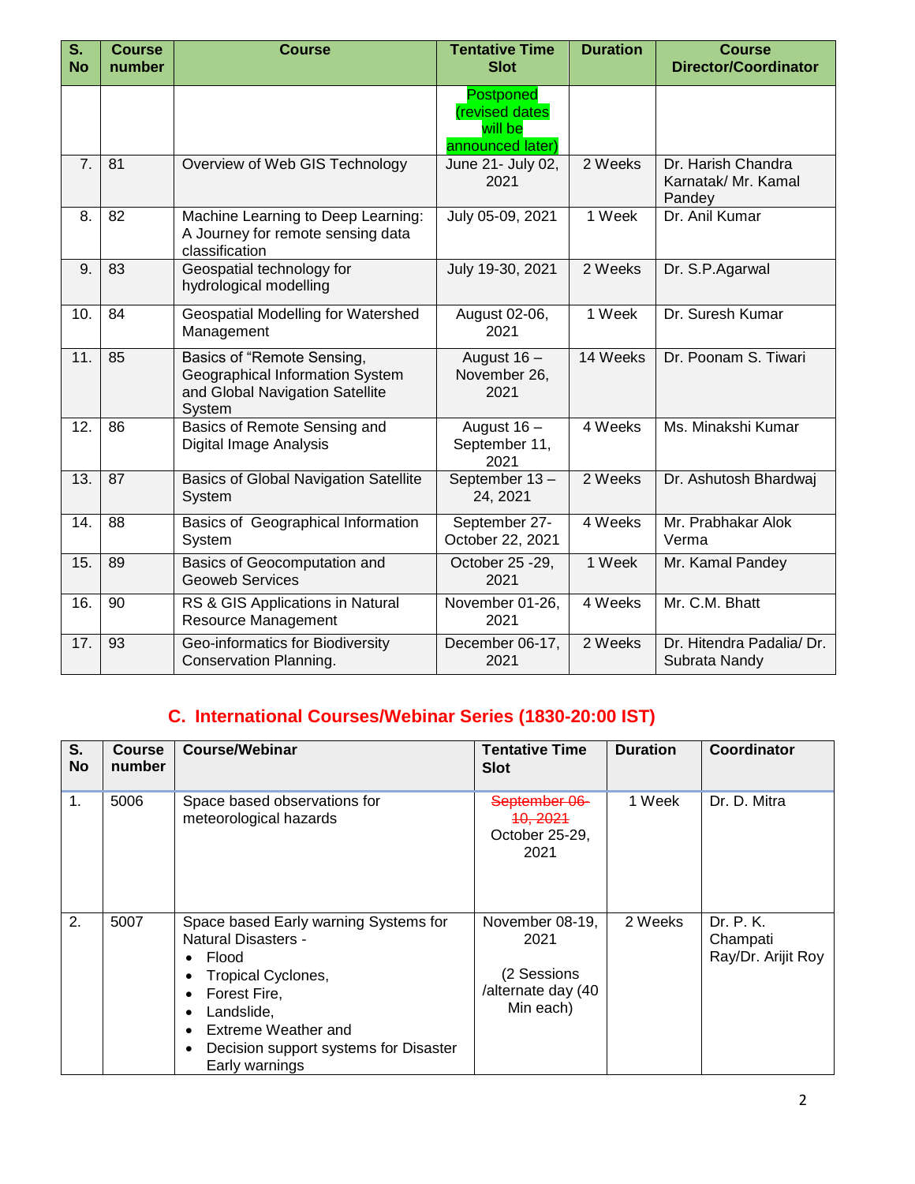| S. No | Course number | Course | Tentative Time Slot | Duration | Course Director/Coordinator |
|---|---|---|---|---|---|
| | | | Postponed (revised dates will be announced later) | | |
| 7. | 81 | Overview of Web GIS Technology | June 21- July 02, 2021 | 2 Weeks | Dr. Harish Chandra Karnatak/ Mr. Kamal Pandey |
| 8. | 82 | Machine Learning to Deep Learning: A Journey for remote sensing data classification | July 05-09, 2021 | 1 Week | Dr. Anil Kumar |
| 9. | 83 | Geospatial technology for hydrological modelling | July 19-30, 2021 | 2 Weeks | Dr. S.P.Agarwal |
| 10. | 84 | Geospatial Modelling for Watershed Management | August 02-06, 2021 | 1 Week | Dr. Suresh Kumar |
| 11. | 85 | Basics of "Remote Sensing, Geographical Information System and Global Navigation Satellite System | August 16 – November 26, 2021 | 14 Weeks | Dr. Poonam S. Tiwari |
| 12. | 86 | Basics of Remote Sensing and Digital Image Analysis | August 16 – September 11, 2021 | 4 Weeks | Ms. Minakshi Kumar |
| 13. | 87 | Basics of Global Navigation Satellite System | September 13 – 24, 2021 | 2 Weeks | Dr. Ashutosh Bhardwaj |
| 14. | 88 | Basics of Geographical Information System | September 27- October 22, 2021 | 4 Weeks | Mr. Prabhakar Alok Verma |
| 15. | 89 | Basics of Geocomputation and Geoweb Services | October 25 -29, 2021 | 1 Week | Mr. Kamal Pandey |
| 16. | 90 | RS & GIS Applications in Natural Resource Management | November 01-26, 2021 | 4 Weeks | Mr. C.M. Bhatt |
| 17. | 93 | Geo-informatics for Biodiversity Conservation Planning. | December 06-17, 2021 | 2 Weeks | Dr. Hitendra Padalia/ Dr. Subrata Nandy |

## C. International Courses/Webinar Series (1830-20:00 IST)

| S. No | Course number | Course/Webinar | Tentative Time Slot | Duration | Coordinator |
|---|---|---|---|---|---|
| 1. | 5006 | Space based observations for meteorological hazards | ~~September 06-10, 2021~~ October 25-29, 2021 | 1 Week | Dr. D. Mitra |
| 2. | 5007 | Space based Early warning Systems for Natural Disasters - <br>• Flood<br>• Tropical Cyclones,<br>• Forest Fire,<br>• Landslide,<br>• Extreme Weather and<br>• Decision support systems for Disaster Early warnings | November 08-19, 2021<br><br>(2 Sessions /alternate day (40 Min each) | 2 Weeks | Dr. P. K. Champati Ray/Dr. Arijit Roy |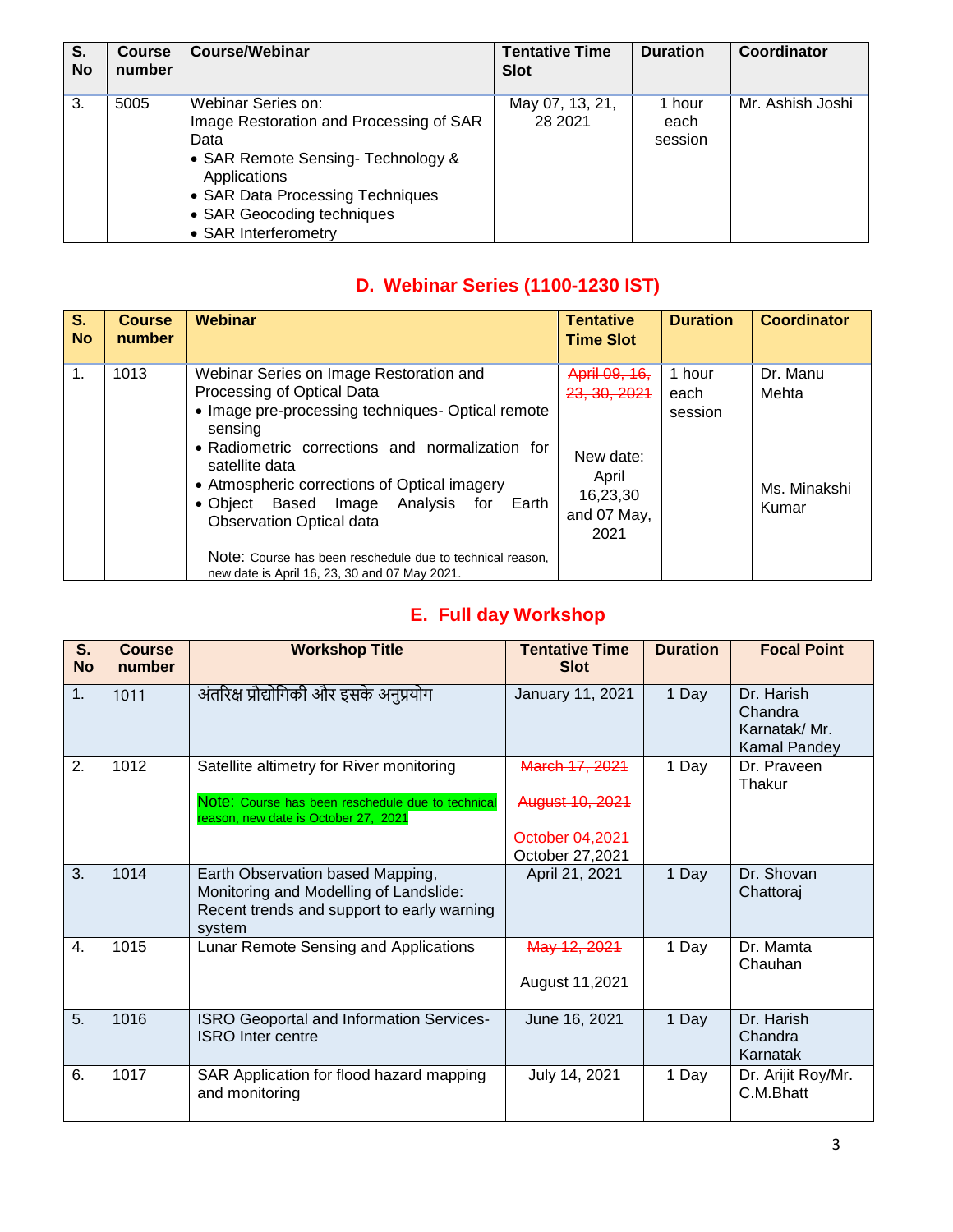| S. No | Course number | Course/Webinar | Tentative Time Slot | Duration | Coordinator |
|---|---|---|---|---|---|
| 3. | 5005 | Webinar Series on: Image Restoration and Processing of SAR Data<br>• SAR Remote Sensing- Technology & Applications<br>• SAR Data Processing Techniques<br>• SAR Geocoding techniques<br>• SAR Interferometry | May 07, 13, 21, 28 2021 | 1 hour each session | Mr. Ashish Joshi |

## D. Webinar Series (1100-1230 IST)

| S. No | Course number | Webinar | Tentative Time Slot | Duration | Coordinator |
|---|---|---|---|---|---|
| 1. | 1013 | Webinar Series on Image Restoration and Processing of Optical Data<br>• Image pre-processing techniques- Optical remote sensing<br>• Radiometric corrections and normalization for satellite data<br>• Atmospheric corrections of Optical imagery<br>• Object Based Image Analysis for Earth Observation Optical data<br><br>Note: Course has been reschedule due to technical reason, new date is April 16, 23, 30 and 07 May 2021. | ~~April 09, 16, 23, 30, 2021~~<br><br>New date: April 16,23,30 and 07 May, 2021 | 1 hour each session | Dr. Manu Mehta<br><br>Ms. Minakshi Kumar |

## E. Full day Workshop

| S. No | Course number | Workshop Title | Tentative Time Slot | Duration | Focal Point |
|---|---|---|---|---|---|
| 1. | 1011 | अंतरिक्ष प्रौद्योगिकी और इसके अनुप्रयोग | January 11, 2021 | 1 Day | Dr. Harish Chandra Karnatak/ Mr. Kamal Pandey |
| 2. | 1012 | Satellite altimetry for River monitoring<br><br>Note: Course has been reschedule due to technical reason, new date is October 27, 2021 | ~~March 17, 2021~~<br>~~August 10, 2021~~<br>~~October 04,2021~~<br>October 27,2021 | 1 Day | Dr. Praveen Thakur |
| 3. | 1014 | Earth Observation based Mapping, Monitoring and Modelling of Landslide: Recent trends and support to early warning system | April 21, 2021 | 1 Day | Dr. Shovan Chattoraj |
| 4. | 1015 | Lunar Remote Sensing and Applications | ~~May 12, 2021~~<br>August 11,2021 | 1 Day | Dr. Mamta Chauhan |
| 5. | 1016 | ISRO Geoportal and Information Services-ISRO Inter centre | June 16, 2021 | 1 Day | Dr. Harish Chandra Karnatak |
| 6. | 1017 | SAR Application for flood hazard mapping and monitoring | July 14, 2021 | 1 Day | Dr. Arijit Roy/Mr. C.M.Bhatt |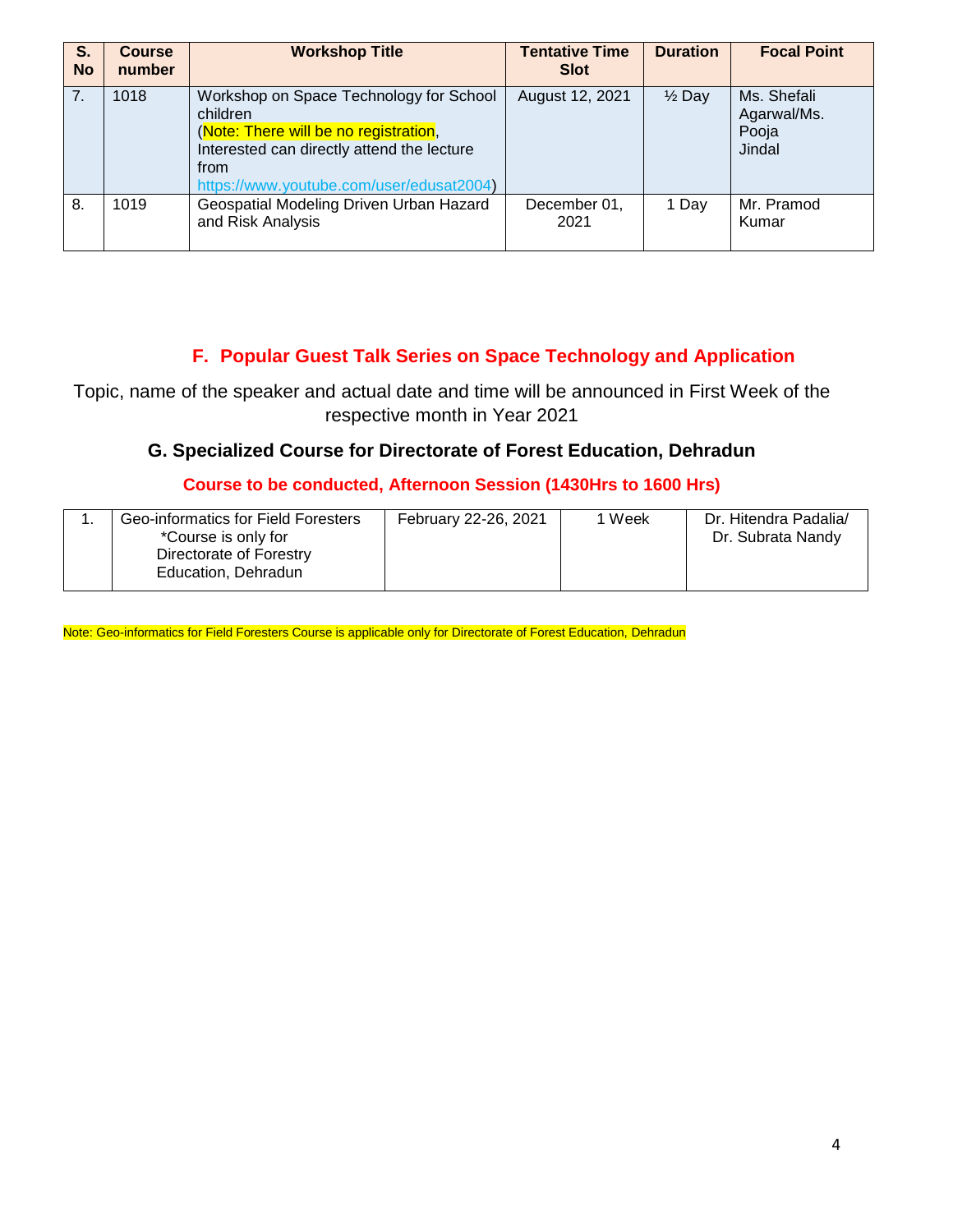| S. No | Course number | Workshop Title | Tentative Time Slot | Duration | Focal Point |
|---|---|---|---|---|---|
| 7. | 1018 | Workshop on Space Technology for School children (Note: There will be no registration, Interested can directly attend the lecture from https://www.youtube.com/user/edusat2004) | August 12, 2021 | ½ Day | Ms. Shefali Agarwal/Ms. Pooja Jindal |
| 8. | 1019 | Geospatial Modeling Driven Urban Hazard and Risk Analysis | December 01, 2021 | 1 Day | Mr. Pramod Kumar |

## F. Popular Guest Talk Series on Space Technology and Application

Topic, name of the speaker and actual date and time will be announced in First Week of the respective month in Year 2021

## G. Specialized Course for Directorate of Forest Education, Dehradun

**Course to be conducted, Afternoon Session (1430Hrs to 1600 Hrs)**

| | | | | |
|---|---|---|---|---|
| 1. | Geo-informatics for Field Foresters *Course is only for Directorate of Forestry Education, Dehradun | February 22-26, 2021 | 1 Week | Dr. Hitendra Padalia/ Dr. Subrata Nandy |

Note: Geo-informatics for Field Foresters Course is applicable only for Directorate of Forest Education, Dehradun